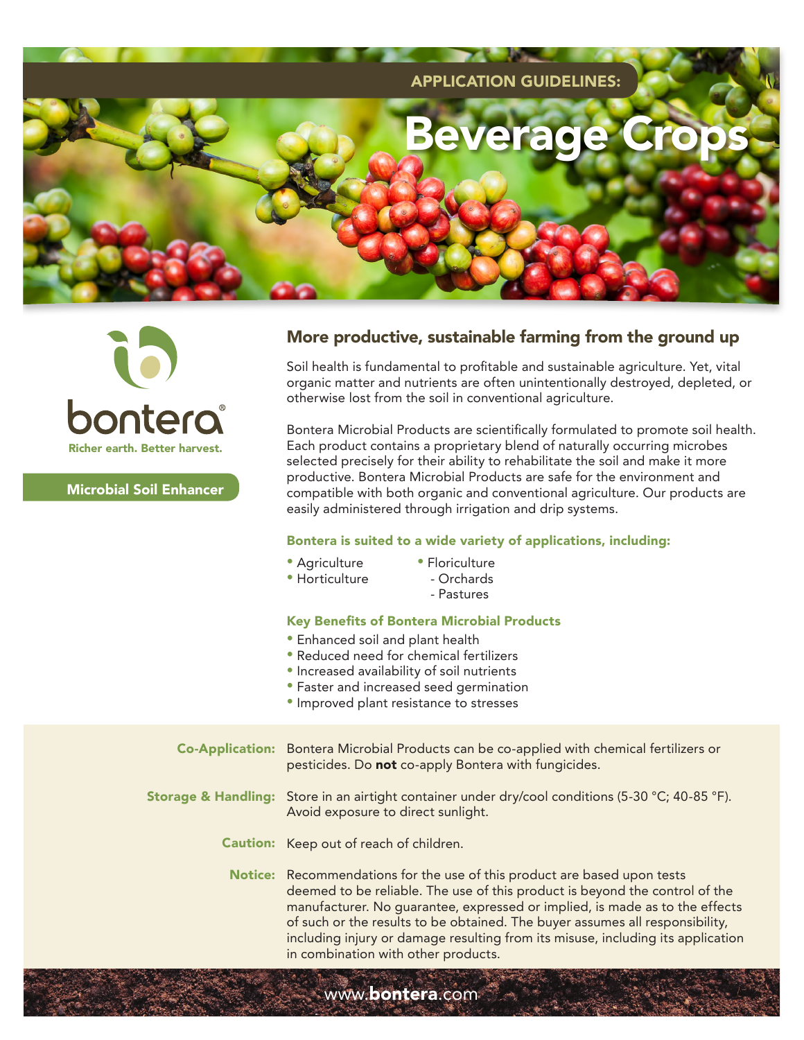APPLICATION GUIDELINES:

# Beverage Crops

bontera®

Richer earth. Better harvest.

Microbial Soil Enhancer

## More productive, sustainable farming from the ground up

Soil health is fundamental to profitable and sustainable agriculture. Yet, vital organic matter and nutrients are often unintentionally destroyed, depleted, or otherwise lost from the soil in conventional agriculture.

Bontera Microbial Products are scientifically formulated to promote soil health. Each product contains a proprietary blend of naturally occurring microbes selected precisely for their ability to rehabilitate the soil and make it more productive. Bontera Microbial Products are safe for the environment and compatible with both organic and conventional agriculture. Our products are easily administered through irrigation and drip systems.

### Bontera is suited to a wide variety of applications, including:

- Agriculture
- Horticulture
- Floriculture
  - Orchards
  - Pastures

### Key Benefits of Bontera Microbial Products

- Enhanced soil and plant health
- Reduced need for chemical fertilizers
- Increased availability of soil nutrients
- Faster and increased seed germination
- Improved plant resistance to stresses

**Co-Application:** Bontera Microbial Products can be co-applied with chemical fertilizers or pesticides. Do **not** co-apply Bontera with fungicides.

**Storage & Handling:** Store in an airtight container under dry/cool conditions (5-30 °C; 40-85 °F). Avoid exposure to direct sunlight.

**Caution:** Keep out of reach of children.

**Notice:** Recommendations for the use of this product are based upon tests deemed to be reliable. The use of this product is beyond the control of the manufacturer. No guarantee, expressed or implied, is made as to the effects of such or the results to be obtained. The buyer assumes all responsibility, including injury or damage resulting from its misuse, including its application in combination with other products.

www.**bontera**.com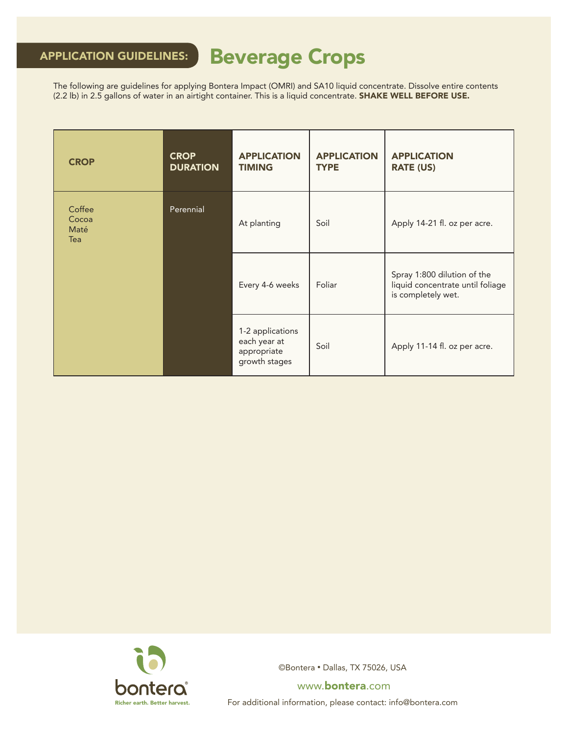## APPLICATION GUIDELINES: Beverage Crops

The following are guidelines for applying Bontera Impact (OMRI) and SA10 liquid concentrate. Dissolve entire contents (2.2 lb) in 2.5 gallons of water in an airtight container. This is a liquid concentrate. **SHAKE WELL BEFORE USE.**

| CROP | CROP DURATION | APPLICATION TIMING | APPLICATION TYPE | APPLICATION RATE (US) |
|---|---|---|---|---|
| Coffee<br>Cocoa<br>Maté<br>Tea | Perennial | At planting | Soil | Apply 14-21 fl. oz per acre. |
| | | Every 4-6 weeks | Foliar | Spray 1:800 dilution of the liquid concentrate until foliage is completely wet. |
| | | 1-2 applications each year at appropriate growth stages | Soil | Apply 11-14 fl. oz per acre. |

bontera®
Richer earth. Better harvest.

©Bontera • Dallas, TX 75026, USA

www.bontera.com

For additional information, please contact: info@bontera.com